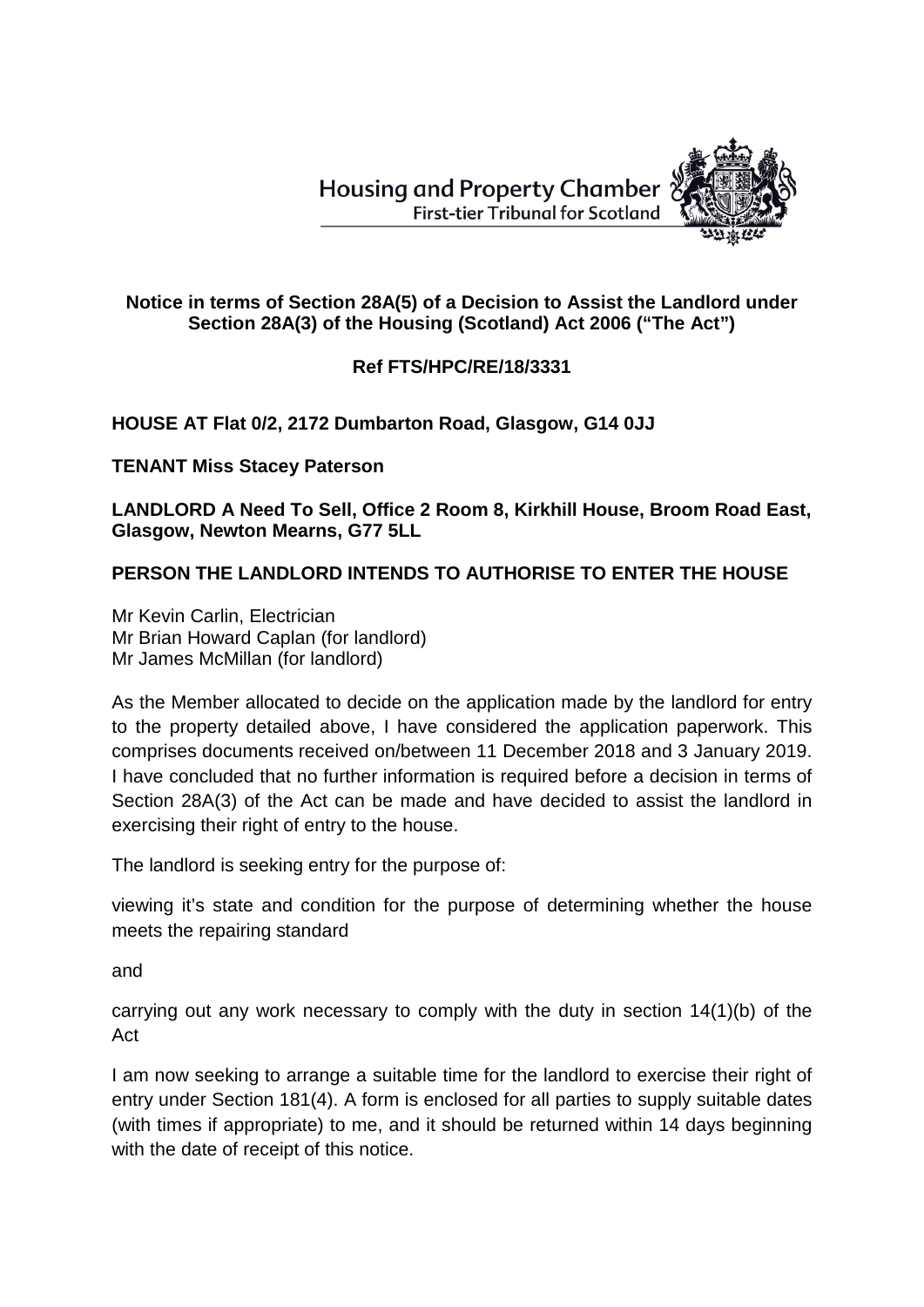Housing and Property Chamber
First-tier Tribunal for Scotland

**Notice in terms of Section 28A(5) of a Decision to Assist the Landlord under Section 28A(3) of the Housing (Scotland) Act 2006 ("The Act")**

**Ref FTS/HPC/RE/18/3331**

**HOUSE AT Flat 0/2, 2172 Dumbarton Road, Glasgow, G14 0JJ**

**TENANT Miss Stacey Paterson**

**LANDLORD A Need To Sell, Office 2 Room 8, Kirkhill House, Broom Road East, Glasgow, Newton Mearns, G77 5LL**

**PERSON THE LANDLORD INTENDS TO AUTHORISE TO ENTER THE HOUSE**

Mr Kevin Carlin, Electrician
Mr Brian Howard Caplan (for landlord)
Mr James McMillan (for landlord)

As the Member allocated to decide on the application made by the landlord for entry to the property detailed above, I have considered the application paperwork. This comprises documents received on/between 11 December 2018 and 3 January 2019. I have concluded that no further information is required before a decision in terms of Section 28A(3) of the Act can be made and have decided to assist the landlord in exercising their right of entry to the house.

The landlord is seeking entry for the purpose of:

viewing it's state and condition for the purpose of determining whether the house meets the repairing standard

and

carrying out any work necessary to comply with the duty in section 14(1)(b) of the Act

I am now seeking to arrange a suitable time for the landlord to exercise their right of entry under Section 181(4). A form is enclosed for all parties to supply suitable dates (with times if appropriate) to me, and it should be returned within 14 days beginning with the date of receipt of this notice.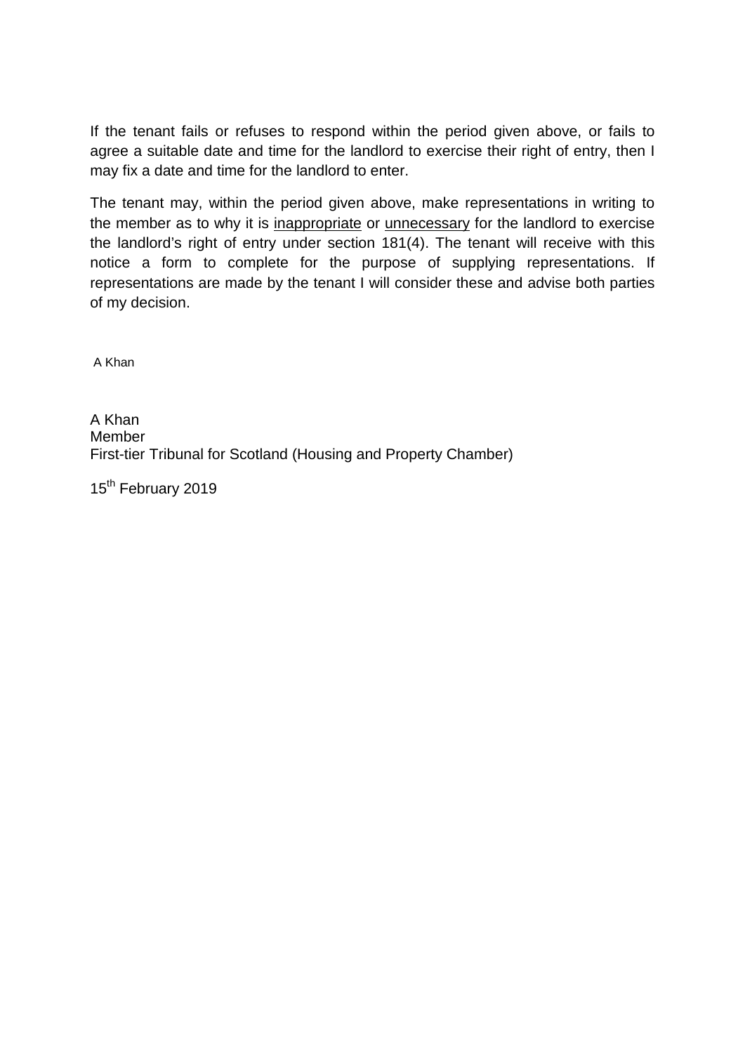If the tenant fails or refuses to respond within the period given above, or fails to agree a suitable date and time for the landlord to exercise their right of entry, then I may fix a date and time for the landlord to enter.

The tenant may, within the period given above, make representations in writing to the member as to why it is <u>inappropriate</u> or <u>unnecessary</u> for the landlord to exercise the landlord's right of entry under section 181(4). The tenant will receive with this notice a form to complete for the purpose of supplying representations. If representations are made by the tenant I will consider these and advise both parties of my decision.

A Khan

A Khan
Member
First-tier Tribunal for Scotland (Housing and Property Chamber)

15th February 2019